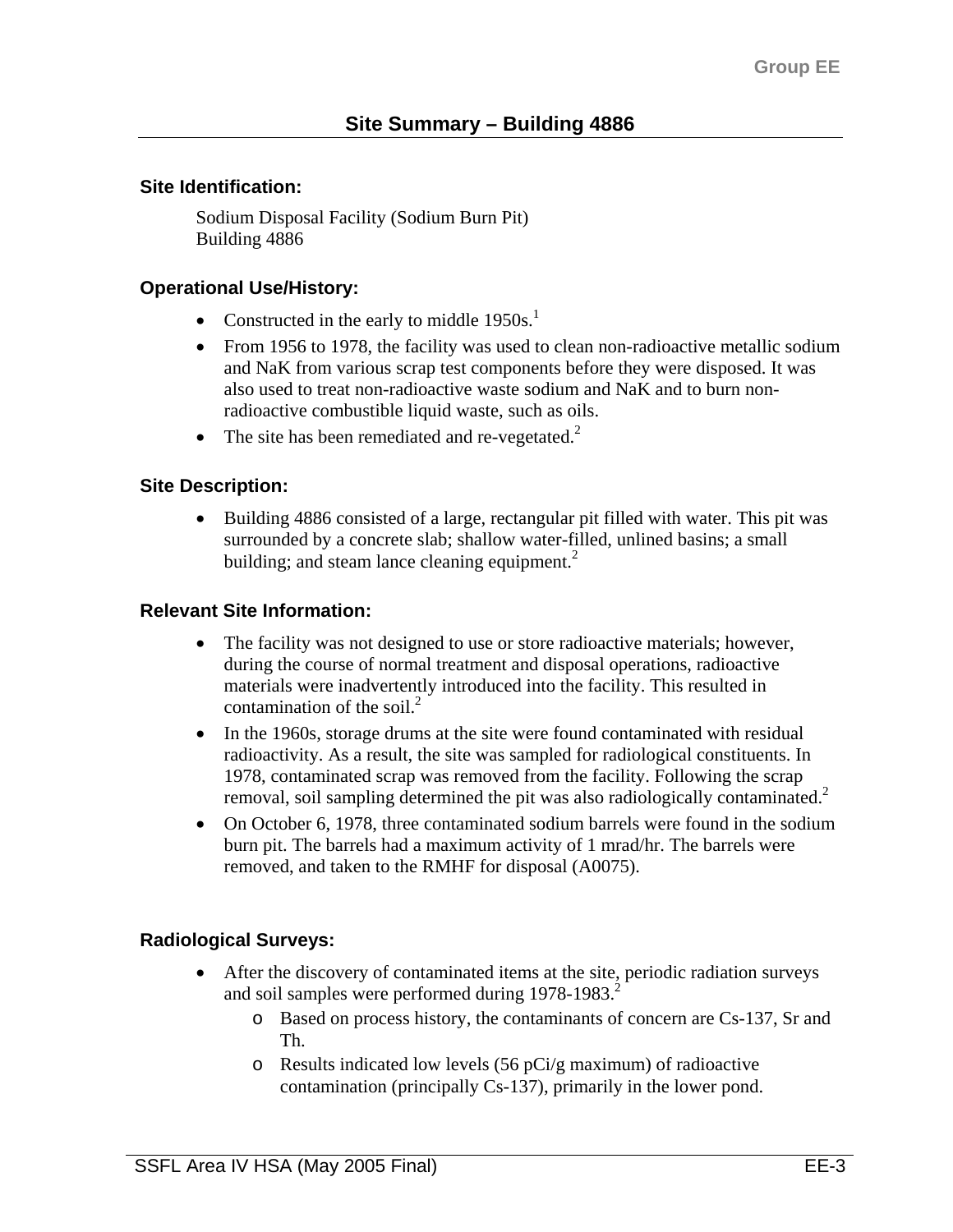# Site Summary – Building 4886

## Site Identification:

Sodium Disposal Facility (Sodium Burn Pit)
Building 4886

## Operational Use/History:

- Constructed in the early to middle 1950s.[1]
- From 1956 to 1978, the facility was used to clean non-radioactive metallic sodium and NaK from various scrap test components before they were disposed. It was also used to treat non-radioactive waste sodium and NaK and to burn non-radioactive combustible liquid waste, such as oils.
- The site has been remediated and re-vegetated.[2]

## Site Description:

- Building 4886 consisted of a large, rectangular pit filled with water. This pit was surrounded by a concrete slab; shallow water-filled, unlined basins; a small building; and steam lance cleaning equipment.[2]

## Relevant Site Information:

- The facility was not designed to use or store radioactive materials; however, during the course of normal treatment and disposal operations, radioactive materials were inadvertently introduced into the facility. This resulted in contamination of the soil.[2]
- In the 1960s, storage drums at the site were found contaminated with residual radioactivity. As a result, the site was sampled for radiological constituents. In 1978, contaminated scrap was removed from the facility. Following the scrap removal, soil sampling determined the pit was also radiologically contaminated.[2]
- On October 6, 1978, three contaminated sodium barrels were found in the sodium burn pit. The barrels had a maximum activity of 1 mrad/hr. The barrels were removed, and taken to the RMHF for disposal (A0075).

## Radiological Surveys:

- After the discovery of contaminated items at the site, periodic radiation surveys and soil samples were performed during 1978-1983.[2]
  - Based on process history, the contaminants of concern are Cs-137, Sr and Th.
  - Results indicated low levels (56 pCi/g maximum) of radioactive contamination (principally Cs-137), primarily in the lower pond.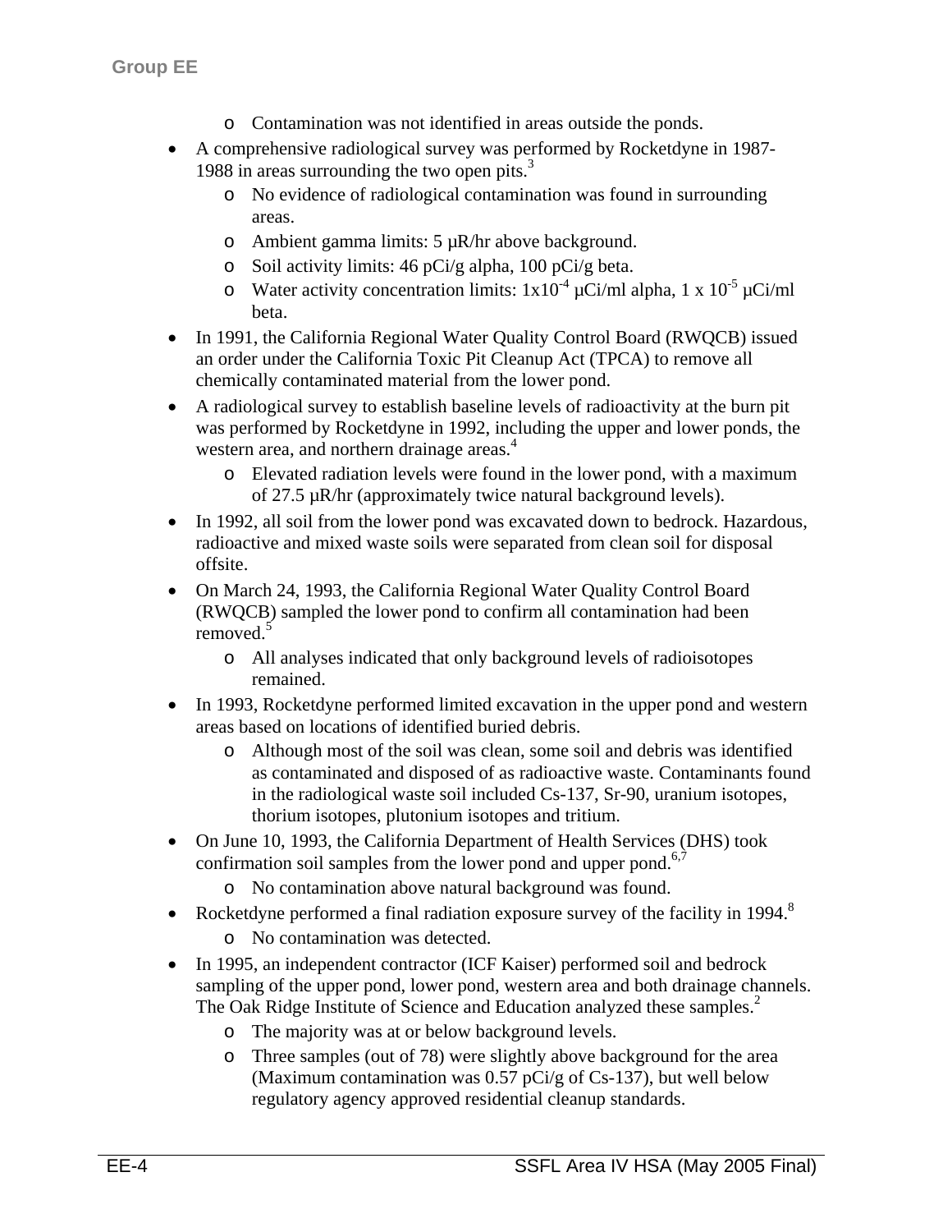- Contamination was not identified in areas outside the ponds.
- A comprehensive radiological survey was performed by Rocketdyne in 1987-1988 in areas surrounding the two open pits.[3]
  - No evidence of radiological contamination was found in surrounding areas.
  - Ambient gamma limits: 5 μR/hr above background.
  - Soil activity limits: 46 pCi/g alpha, 100 pCi/g beta.
  - Water activity concentration limits: $1 \times 10^{-4}$ μCi/ml alpha, $1 \times 10^{-5}$ μCi/ml beta.
- In 1991, the California Regional Water Quality Control Board (RWQCB) issued an order under the California Toxic Pit Cleanup Act (TPCA) to remove all chemically contaminated material from the lower pond.
- A radiological survey to establish baseline levels of radioactivity at the burn pit was performed by Rocketdyne in 1992, including the upper and lower ponds, the western area, and northern drainage areas.[4]
  - Elevated radiation levels were found in the lower pond, with a maximum of 27.5 μR/hr (approximately twice natural background levels).
- In 1992, all soil from the lower pond was excavated down to bedrock. Hazardous, radioactive and mixed waste soils were separated from clean soil for disposal offsite.
- On March 24, 1993, the California Regional Water Quality Control Board (RWQCB) sampled the lower pond to confirm all contamination had been removed.[5]
  - All analyses indicated that only background levels of radioisotopes remained.
- In 1993, Rocketdyne performed limited excavation in the upper pond and western areas based on locations of identified buried debris.
  - Although most of the soil was clean, some soil and debris was identified as contaminated and disposed of as radioactive waste. Contaminants found in the radiological waste soil included Cs-137, Sr-90, uranium isotopes, thorium isotopes, plutonium isotopes and tritium.
- On June 10, 1993, the California Department of Health Services (DHS) took confirmation soil samples from the lower pond and upper pond.[6,7]
  - No contamination above natural background was found.
- Rocketdyne performed a final radiation exposure survey of the facility in 1994.[8]
  - No contamination was detected.
- In 1995, an independent contractor (ICF Kaiser) performed soil and bedrock sampling of the upper pond, lower pond, western area and both drainage channels. The Oak Ridge Institute of Science and Education analyzed these samples.[2]
  - The majority was at or below background levels.
  - Three samples (out of 78) were slightly above background for the area (Maximum contamination was 0.57 pCi/g of Cs-137), but well below regulatory agency approved residential cleanup standards.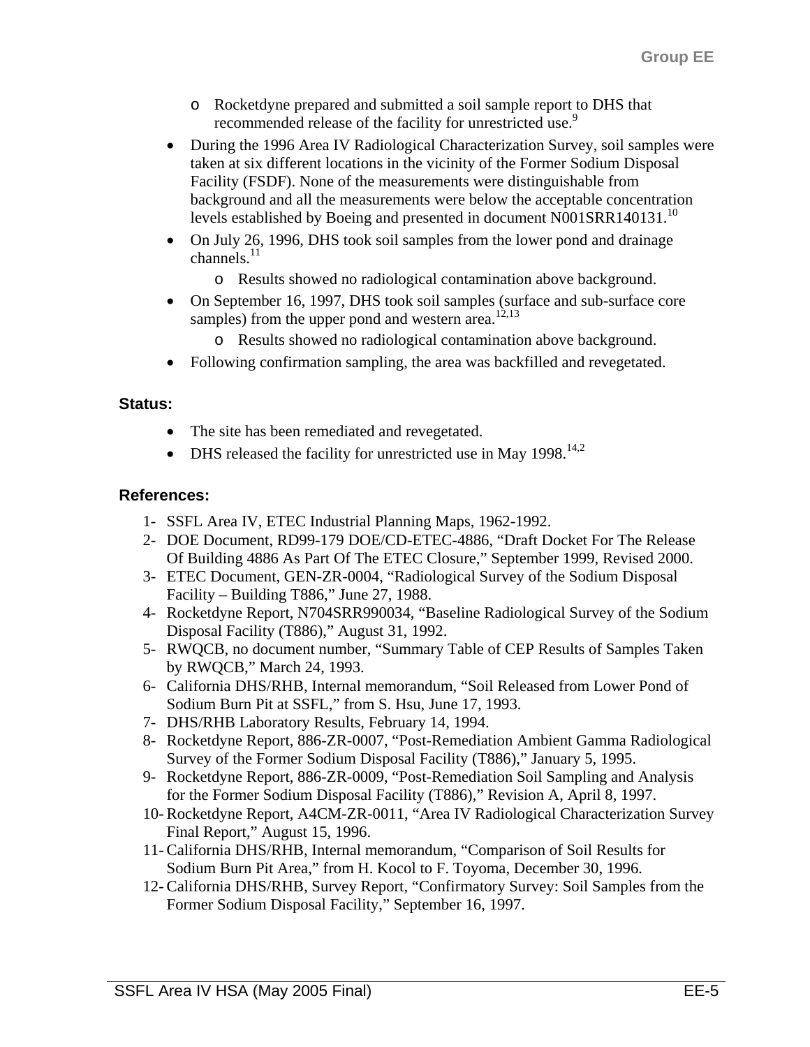- Rocketdyne prepared and submitted a soil sample report to DHS that recommended release of the facility for unrestricted use.[9]

- During the 1996 Area IV Radiological Characterization Survey, soil samples were taken at six different locations in the vicinity of the Former Sodium Disposal Facility (FSDF). None of the measurements were distinguishable from background and all the measurements were below the acceptable concentration levels established by Boeing and presented in document N001SRR140131.[10]
- On July 26, 1996, DHS took soil samples from the lower pond and drainage channels.[11]
    - Results showed no radiological contamination above background.
- On September 16, 1997, DHS took soil samples (surface and sub-surface core samples) from the upper pond and western area.[12,13]
    - Results showed no radiological contamination above background.
- Following confirmation sampling, the area was backfilled and revegetated.

**Status:**

- The site has been remediated and revegetated.
- DHS released the facility for unrestricted use in May 1998.[14,2]

**References:**

1- SSFL Area IV, ETEC Industrial Planning Maps, 1962-1992.
2- DOE Document, RD99-179 DOE/CD-ETEC-4886, "Draft Docket For The Release Of Building 4886 As Part Of The ETEC Closure," September 1999, Revised 2000.
3- ETEC Document, GEN-ZR-0004, "Radiological Survey of the Sodium Disposal Facility – Building T886," June 27, 1988.
4- Rocketdyne Report, N704SRR990034, "Baseline Radiological Survey of the Sodium Disposal Facility (T886)," August 31, 1992.
5- RWQCB, no document number, "Summary Table of CEP Results of Samples Taken by RWQCB," March 24, 1993.
6- California DHS/RHB, Internal memorandum, "Soil Released from Lower Pond of Sodium Burn Pit at SSFL," from S. Hsu, June 17, 1993.
7- DHS/RHB Laboratory Results, February 14, 1994.
8- Rocketdyne Report, 886-ZR-0007, "Post-Remediation Ambient Gamma Radiological Survey of the Former Sodium Disposal Facility (T886)," January 5, 1995.
9- Rocketdyne Report, 886-ZR-0009, "Post-Remediation Soil Sampling and Analysis for the Former Sodium Disposal Facility (T886)," Revision A, April 8, 1997.
10- Rocketdyne Report, A4CM-ZR-0011, "Area IV Radiological Characterization Survey Final Report," August 15, 1996.
11- California DHS/RHB, Internal memorandum, "Comparison of Soil Results for Sodium Burn Pit Area," from H. Kocol to F. Toyoma, December 30, 1996.
12- California DHS/RHB, Survey Report, "Confirmatory Survey: Soil Samples from the Former Sodium Disposal Facility," September 16, 1997.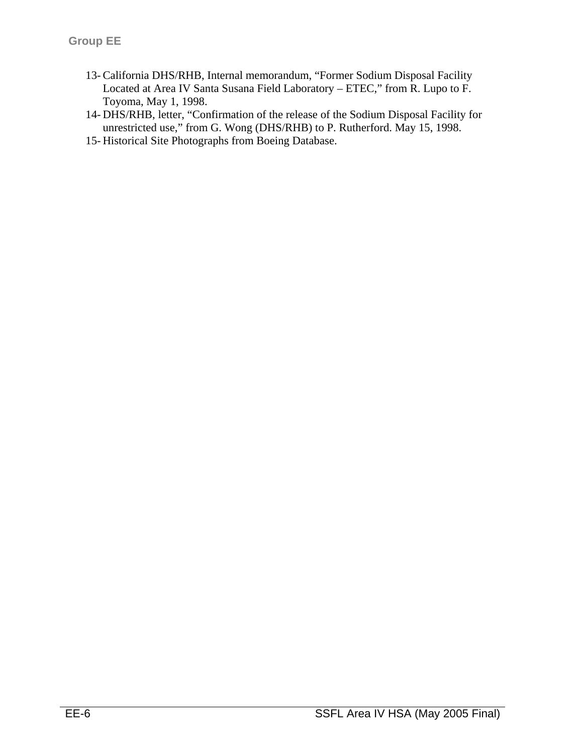13- California DHS/RHB, Internal memorandum, "Former Sodium Disposal Facility Located at Area IV Santa Susana Field Laboratory – ETEC," from R. Lupo to F. Toyoma, May 1, 1998.
14- DHS/RHB, letter, "Confirmation of the release of the Sodium Disposal Facility for unrestricted use," from G. Wong (DHS/RHB) to P. Rutherford. May 15, 1998.
15- Historical Site Photographs from Boeing Database.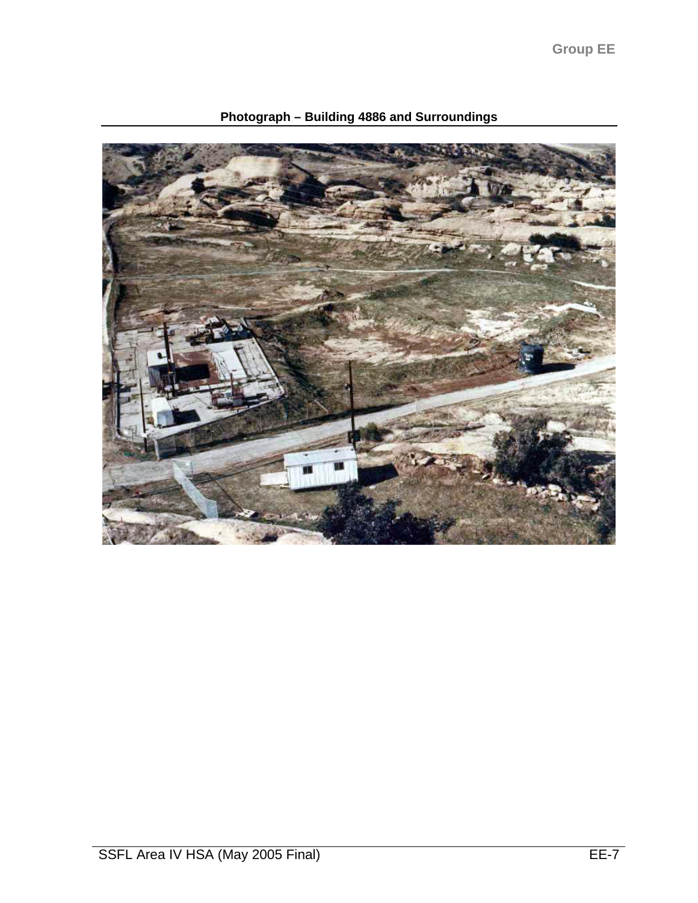**Photograph – Building 4886 and Surroundings**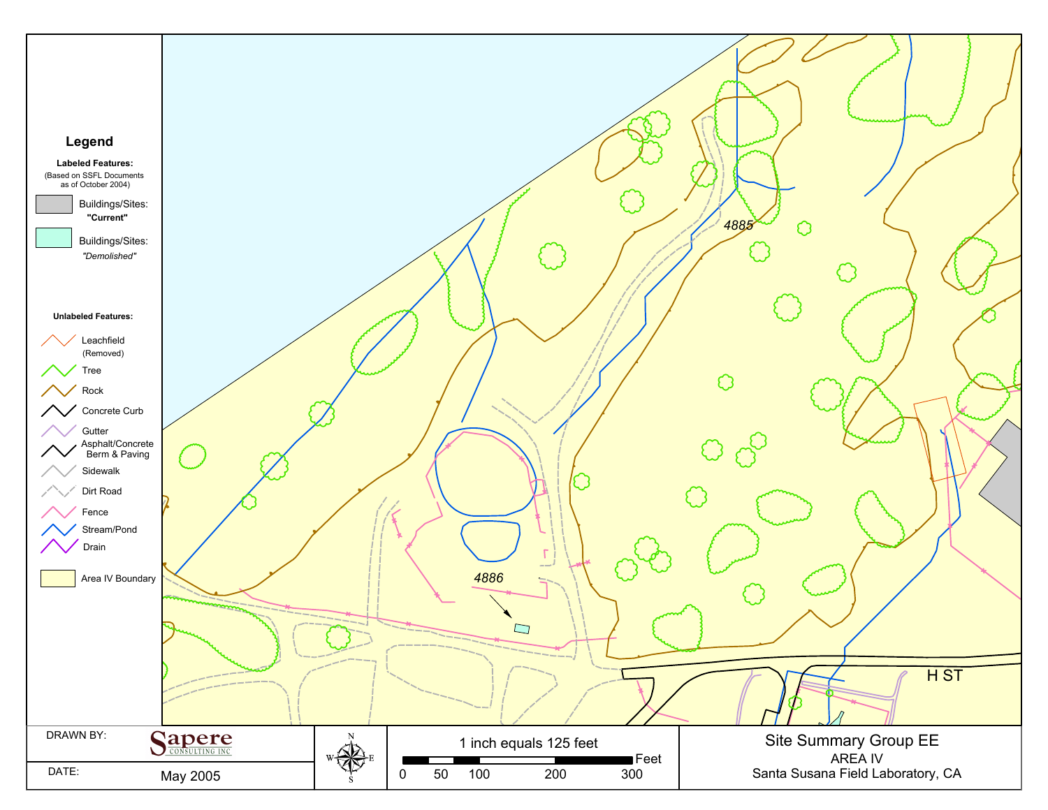## Legend

**Labeled Features:**
(Based on SSFL Documents as of October 2004)

Buildings/Sites: **"Current"**

Buildings/Sites: *"Demolished"*

**Unlabeled Features:**

- Leachfield (Removed)
- Tree
- Rock
- Concrete Curb
- Gutter
- Asphalt/Concrete Berm & Paving
- Sidewalk
- Dirt Road
- Fence
- Stream/Pond
- Drain

Area IV Boundary

4885

4886

H ST

DRAWN BY: Sapere CONSULTING INC

DATE: May 2005

N
W E
S

1 inch equals 125 feet

0 50 100 200 300 Feet

Site Summary Group EE
AREA IV
Santa Susana Field Laboratory, CA